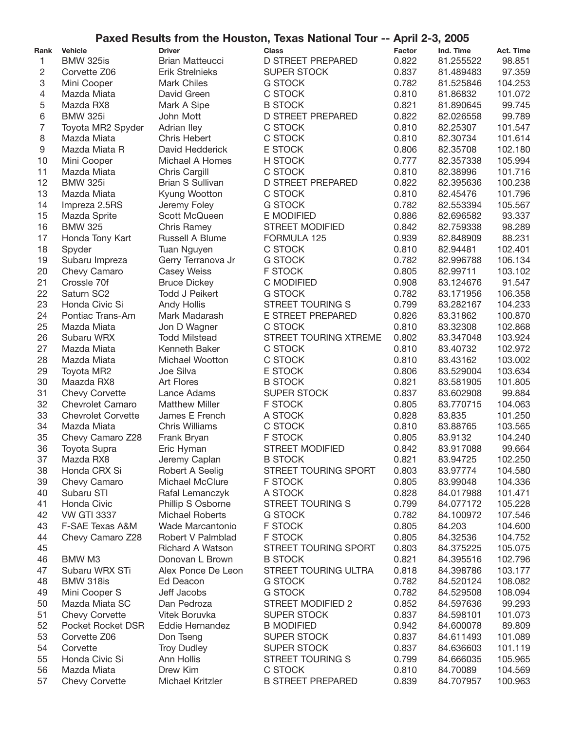# Paxed Results from the Houston, Texas National Tour -- April 2-3, 2005

| Rank | Vehicle | Driver | Class | Factor | Ind. Time | Act. Time |
|---|---|---|---|---|---|---|
| 1 | BMW 325is | Brian Matteucci | D STREET PREPARED | 0.822 | 81.255522 | 98.851 |
| 2 | Corvette Z06 | Erik Strelnieks | SUPER STOCK | 0.837 | 81.489483 | 97.359 |
| 3 | Mini Cooper | Mark Chiles | G STOCK | 0.782 | 81.525846 | 104.253 |
| 4 | Mazda Miata | David Green | C STOCK | 0.810 | 81.86832 | 101.072 |
| 5 | Mazda RX8 | Mark A Sipe | B STOCK | 0.821 | 81.890645 | 99.745 |
| 6 | BMW 325i | John Mott | D STREET PREPARED | 0.822 | 82.026558 | 99.789 |
| 7 | Toyota MR2 Spyder | Adrian Iley | C STOCK | 0.810 | 82.25307 | 101.547 |
| 8 | Mazda Miata | Chris Hebert | C STOCK | 0.810 | 82.30734 | 101.614 |
| 9 | Mazda Miata R | David Hedderick | E STOCK | 0.806 | 82.35708 | 102.180 |
| 10 | Mini Cooper | Michael A Homes | H STOCK | 0.777 | 82.357338 | 105.994 |
| 11 | Mazda Miata | Chris Cargill | C STOCK | 0.810 | 82.38996 | 101.716 |
| 12 | BMW 325i | Brian S Sullivan | D STREET PREPARED | 0.822 | 82.395636 | 100.238 |
| 13 | Mazda Miata | Kyung Wootton | C STOCK | 0.810 | 82.45476 | 101.796 |
| 14 | Impreza 2.5RS | Jeremy Foley | G STOCK | 0.782 | 82.553394 | 105.567 |
| 15 | Mazda Sprite | Scott McQueen | E MODIFIED | 0.886 | 82.696582 | 93.337 |
| 16 | BMW 325 | Chris Ramey | STREET MODIFIED | 0.842 | 82.759338 | 98.289 |
| 17 | Honda Tony Kart | Russell A Blume | FORMULA 125 | 0.939 | 82.848909 | 88.231 |
| 18 | Spyder | Tuan Nguyen | C STOCK | 0.810 | 82.94481 | 102.401 |
| 19 | Subaru Impreza | Gerry Terranova Jr | G STOCK | 0.782 | 82.996788 | 106.134 |
| 20 | Chevy Camaro | Casey Weiss | F STOCK | 0.805 | 82.99711 | 103.102 |
| 21 | Crossle 70f | Bruce Dickey | C MODIFIED | 0.908 | 83.124676 | 91.547 |
| 22 | Saturn SC2 | Todd J Peikert | G STOCK | 0.782 | 83.171956 | 106.358 |
| 23 | Honda Civic Si | Andy Hollis | STREET TOURING S | 0.799 | 83.282167 | 104.233 |
| 24 | Pontiac Trans-Am | Mark Madarash | E STREET PREPARED | 0.826 | 83.31862 | 100.870 |
| 25 | Mazda Miata | Jon D Wagner | C STOCK | 0.810 | 83.32308 | 102.868 |
| 26 | Subaru WRX | Todd Milstead | STREET TOURING XTREME | 0.802 | 83.347048 | 103.924 |
| 27 | Mazda Miata | Kenneth Baker | C STOCK | 0.810 | 83.40732 | 102.972 |
| 28 | Mazda Miata | Michael Wootton | C STOCK | 0.810 | 83.43162 | 103.002 |
| 29 | Toyota MR2 | Joe Silva | E STOCK | 0.806 | 83.529004 | 103.634 |
| 30 | Maazda RX8 | Art Flores | B STOCK | 0.821 | 83.581905 | 101.805 |
| 31 | Chevy Corvette | Lance Adams | SUPER STOCK | 0.837 | 83.602908 | 99.884 |
| 32 | Chevrolet Camaro | Matthew Miller | F STOCK | 0.805 | 83.770715 | 104.063 |
| 33 | Chevrolet Corvette | James E French | A STOCK | 0.828 | 83.835 | 101.250 |
| 34 | Mazda Miata | Chris Williams | C STOCK | 0.810 | 83.88765 | 103.565 |
| 35 | Chevy Camaro Z28 | Frank Bryan | F STOCK | 0.805 | 83.9132 | 104.240 |
| 36 | Toyota Supra | Eric Hyman | STREET MODIFIED | 0.842 | 83.917088 | 99.664 |
| 37 | Mazda RX8 | Jeremy Caplan | B STOCK | 0.821 | 83.94725 | 102.250 |
| 38 | Honda CRX Si | Robert A Seelig | STREET TOURING SPORT | 0.803 | 83.97774 | 104.580 |
| 39 | Chevy Camaro | Michael McClure | F STOCK | 0.805 | 83.99048 | 104.336 |
| 40 | Subaru STI | Rafal Lemanczyk | A STOCK | 0.828 | 84.017988 | 101.471 |
| 41 | Honda Civic | Phillip S Osborne | STREET TOURING S | 0.799 | 84.077172 | 105.228 |
| 42 | VW GTI 3337 | Michael Roberts | G STOCK | 0.782 | 84.100972 | 107.546 |
| 43 | F-SAE Texas A&M | Wade Marcantonio | F STOCK | 0.805 | 84.203 | 104.600 |
| 44 | Chevy Camaro Z28 | Robert V Palmblad | F STOCK | 0.805 | 84.32536 | 104.752 |
| 45 | | Richard A Watson | STREET TOURING SPORT | 0.803 | 84.375225 | 105.075 |
| 46 | BMW M3 | Donovan L Brown | B STOCK | 0.821 | 84.395516 | 102.796 |
| 47 | Subaru WRX STi | Alex Ponce De Leon | STREET TOURING ULTRA | 0.818 | 84.398786 | 103.177 |
| 48 | BMW 318is | Ed Deacon | G STOCK | 0.782 | 84.520124 | 108.082 |
| 49 | Mini Cooper S | Jeff Jacobs | G STOCK | 0.782 | 84.529508 | 108.094 |
| 50 | Mazda Miata SC | Dan Pedroza | STREET MODIFIED 2 | 0.852 | 84.597636 | 99.293 |
| 51 | Chevy Corvette | Vitek Boruvka | SUPER STOCK | 0.837 | 84.598101 | 101.073 |
| 52 | Pocket Rocket DSR | Eddie Hernandez | B MODIFIED | 0.942 | 84.600078 | 89.809 |
| 53 | Corvette Z06 | Don Tseng | SUPER STOCK | 0.837 | 84.611493 | 101.089 |
| 54 | Corvette | Troy Dudley | SUPER STOCK | 0.837 | 84.636603 | 101.119 |
| 55 | Honda Civic Si | Ann Hollis | STREET TOURING S | 0.799 | 84.666035 | 105.965 |
| 56 | Mazda Miata | Drew Kim | C STOCK | 0.810 | 84.70089 | 104.569 |
| 57 | Chevy Corvette | Michael Kritzler | B STREET PREPARED | 0.839 | 84.707957 | 100.963 |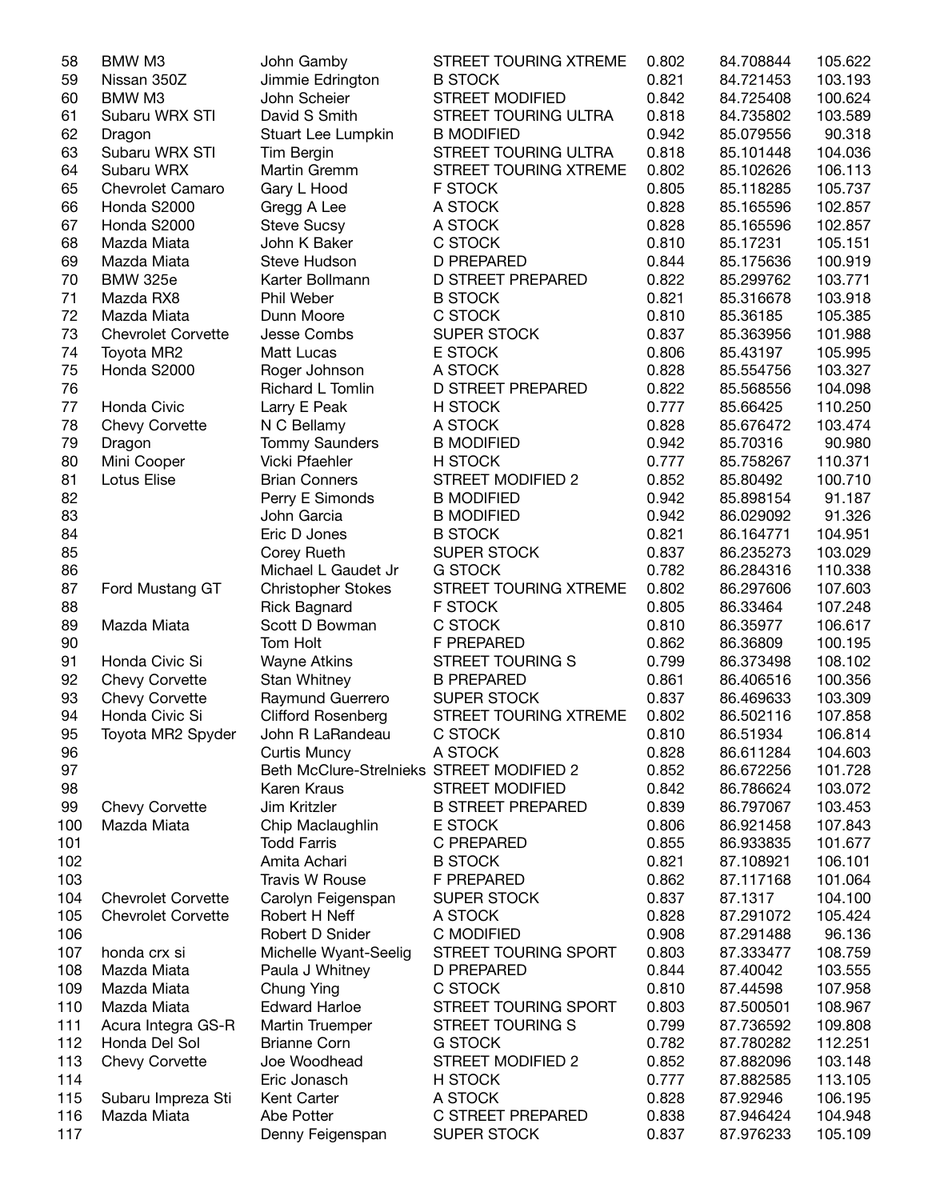| 58 | BMW M3 | John Gamby | STREET TOURING XTREME | 0.802 | 84.708844 | 105.622 |
|---|---|---|---|---|---|---|
| 59 | Nissan 350Z | Jimmie Edrington | B STOCK | 0.821 | 84.721453 | 103.193 |
| 60 | BMW M3 | John Scheier | STREET MODIFIED | 0.842 | 84.725408 | 100.624 |
| 61 | Subaru WRX STI | David S Smith | STREET TOURING ULTRA | 0.818 | 84.735802 | 103.589 |
| 62 | Dragon | Stuart Lee Lumpkin | B MODIFIED | 0.942 | 85.079556 | 90.318 |
| 63 | Subaru WRX STI | Tim Bergin | STREET TOURING ULTRA | 0.818 | 85.101448 | 104.036 |
| 64 | Subaru WRX | Martin Gremm | STREET TOURING XTREME | 0.802 | 85.102626 | 106.113 |
| 65 | Chevrolet Camaro | Gary L Hood | F STOCK | 0.805 | 85.118285 | 105.737 |
| 66 | Honda S2000 | Gregg A Lee | A STOCK | 0.828 | 85.165596 | 102.857 |
| 67 | Honda S2000 | Steve Sucsy | A STOCK | 0.828 | 85.165596 | 102.857 |
| 68 | Mazda Miata | John K Baker | C STOCK | 0.810 | 85.17231 | 105.151 |
| 69 | Mazda Miata | Steve Hudson | D PREPARED | 0.844 | 85.175636 | 100.919 |
| 70 | BMW 325e | Karter Bollmann | D STREET PREPARED | 0.822 | 85.299762 | 103.771 |
| 71 | Mazda RX8 | Phil Weber | B STOCK | 0.821 | 85.316678 | 103.918 |
| 72 | Mazda Miata | Dunn Moore | C STOCK | 0.810 | 85.36185 | 105.385 |
| 73 | Chevrolet Corvette | Jesse Combs | SUPER STOCK | 0.837 | 85.363956 | 101.988 |
| 74 | Toyota MR2 | Matt Lucas | E STOCK | 0.806 | 85.43197 | 105.995 |
| 75 | Honda S2000 | Roger Johnson | A STOCK | 0.828 | 85.554756 | 103.327 |
| 76 | | Richard L Tomlin | D STREET PREPARED | 0.822 | 85.568556 | 104.098 |
| 77 | Honda Civic | Larry E Peak | H STOCK | 0.777 | 85.66425 | 110.250 |
| 78 | Chevy Corvette | N C Bellamy | A STOCK | 0.828 | 85.676472 | 103.474 |
| 79 | Dragon | Tommy Saunders | B MODIFIED | 0.942 | 85.70316 | 90.980 |
| 80 | Mini Cooper | Vicki Pfaehler | H STOCK | 0.777 | 85.758267 | 110.371 |
| 81 | Lotus Elise | Brian Conners | STREET MODIFIED 2 | 0.852 | 85.80492 | 100.710 |
| 82 | | Perry E Simonds | B MODIFIED | 0.942 | 85.898154 | 91.187 |
| 83 | | John Garcia | B MODIFIED | 0.942 | 86.029092 | 91.326 |
| 84 | | Eric D Jones | B STOCK | 0.821 | 86.164771 | 104.951 |
| 85 | | Corey Rueth | SUPER STOCK | 0.837 | 86.235273 | 103.029 |
| 86 | | Michael L Gaudet Jr | G STOCK | 0.782 | 86.284316 | 110.338 |
| 87 | Ford Mustang GT | Christopher Stokes | STREET TOURING XTREME | 0.802 | 86.297606 | 107.603 |
| 88 | | Rick Bagnard | F STOCK | 0.805 | 86.33464 | 107.248 |
| 89 | Mazda Miata | Scott D Bowman | C STOCK | 0.810 | 86.35977 | 106.617 |
| 90 | | Tom Holt | F PREPARED | 0.862 | 86.36809 | 100.195 |
| 91 | Honda Civic Si | Wayne Atkins | STREET TOURING S | 0.799 | 86.373498 | 108.102 |
| 92 | Chevy Corvette | Stan Whitney | B PREPARED | 0.861 | 86.406516 | 100.356 |
| 93 | Chevy Corvette | Raymund Guerrero | SUPER STOCK | 0.837 | 86.469633 | 103.309 |
| 94 | Honda Civic Si | Clifford Rosenberg | STREET TOURING XTREME | 0.802 | 86.502116 | 107.858 |
| 95 | Toyota MR2 Spyder | John R LaRandeau | C STOCK | 0.810 | 86.51934 | 106.814 |
| 96 | | Curtis Muncy | A STOCK | 0.828 | 86.611284 | 104.603 |
| 97 | | Beth McClure-Strelnieks | STREET MODIFIED 2 | 0.852 | 86.672256 | 101.728 |
| 98 | | Karen Kraus | STREET MODIFIED | 0.842 | 86.786624 | 103.072 |
| 99 | Chevy Corvette | Jim Kritzler | B STREET PREPARED | 0.839 | 86.797067 | 103.453 |
| 100 | Mazda Miata | Chip Maclaughlin | E STOCK | 0.806 | 86.921458 | 107.843 |
| 101 | | Todd Farris | C PREPARED | 0.855 | 86.933835 | 101.677 |
| 102 | | Amita Achari | B STOCK | 0.821 | 87.108921 | 106.101 |
| 103 | | Travis W Rouse | F PREPARED | 0.862 | 87.117168 | 101.064 |
| 104 | Chevrolet Corvette | Carolyn Feigenspan | SUPER STOCK | 0.837 | 87.1317 | 104.100 |
| 105 | Chevrolet Corvette | Robert H Neff | A STOCK | 0.828 | 87.291072 | 105.424 |
| 106 | | Robert D Snider | C MODIFIED | 0.908 | 87.291488 | 96.136 |
| 107 | honda crx si | Michelle Wyant-Seelig | STREET TOURING SPORT | 0.803 | 87.333477 | 108.759 |
| 108 | Mazda Miata | Paula J Whitney | D PREPARED | 0.844 | 87.40042 | 103.555 |
| 109 | Mazda Miata | Chung Ying | C STOCK | 0.810 | 87.44598 | 107.958 |
| 110 | Mazda Miata | Edward Harloe | STREET TOURING SPORT | 0.803 | 87.500501 | 108.967 |
| 111 | Acura Integra GS-R | Martin Truemper | STREET TOURING S | 0.799 | 87.736592 | 109.808 |
| 112 | Honda Del Sol | Brianne Corn | G STOCK | 0.782 | 87.780282 | 112.251 |
| 113 | Chevy Corvette | Joe Woodhead | STREET MODIFIED 2 | 0.852 | 87.882096 | 103.148 |
| 114 | | Eric Jonasch | H STOCK | 0.777 | 87.882585 | 113.105 |
| 115 | Subaru Impreza Sti | Kent Carter | A STOCK | 0.828 | 87.92946 | 106.195 |
| 116 | Mazda Miata | Abe Potter | C STREET PREPARED | 0.838 | 87.946424 | 104.948 |
| 117 | | Denny Feigenspan | SUPER STOCK | 0.837 | 87.976233 | 105.109 |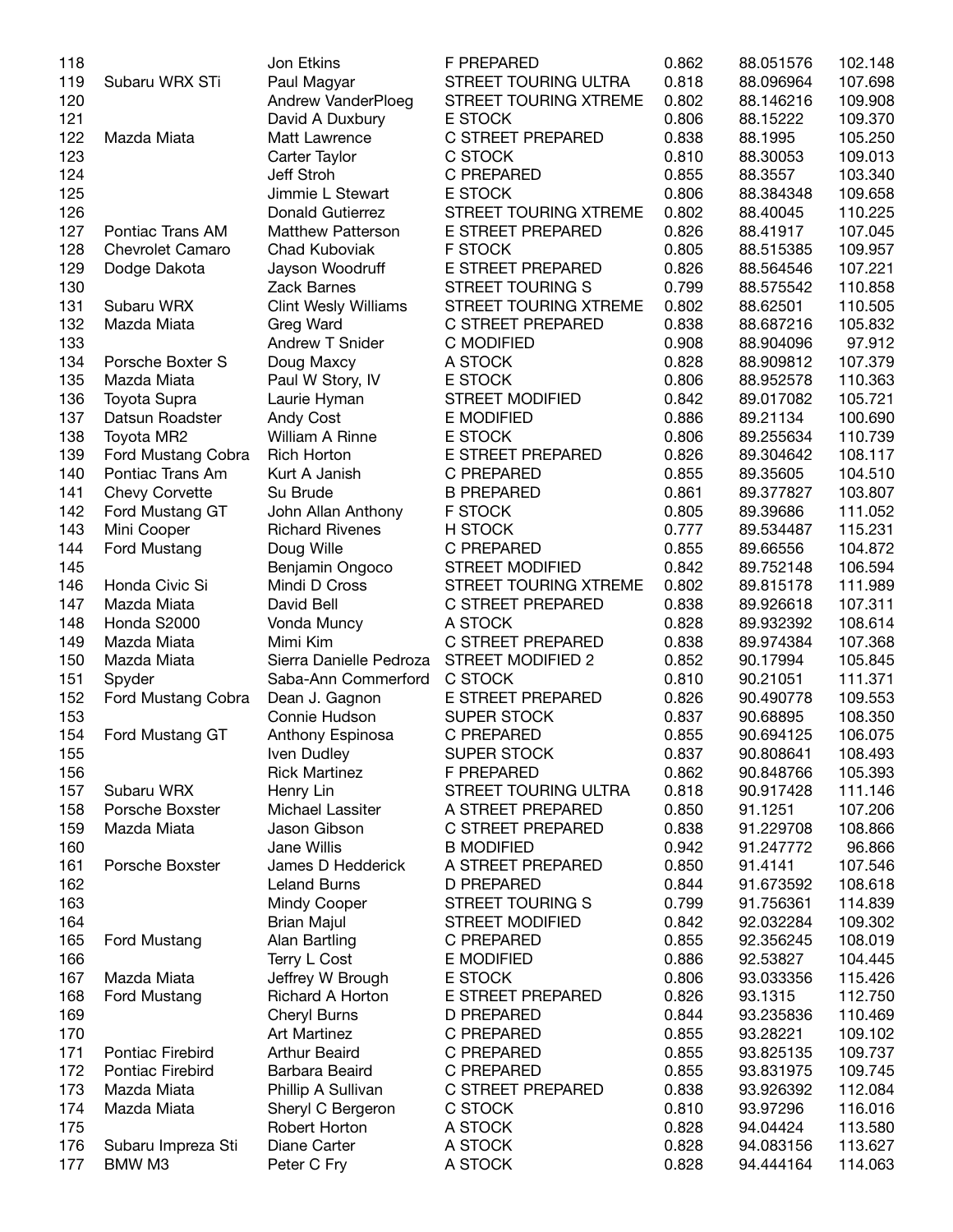| | | | | | | |
|---|---|---|---|---|---|---|
| 118 | | Jon Etkins | F PREPARED | 0.862 | 88.051576 | 102.148 |
| 119 | Subaru WRX STi | Paul Magyar | STREET TOURING ULTRA | 0.818 | 88.096964 | 107.698 |
| 120 | | Andrew VanderPloeg | STREET TOURING XTREME | 0.802 | 88.146216 | 109.908 |
| 121 | | David A Duxbury | E STOCK | 0.806 | 88.15222 | 109.370 |
| 122 | Mazda Miata | Matt Lawrence | C STREET PREPARED | 0.838 | 88.1995 | 105.250 |
| 123 | | Carter Taylor | C STOCK | 0.810 | 88.30053 | 109.013 |
| 124 | | Jeff Stroh | C PREPARED | 0.855 | 88.3557 | 103.340 |
| 125 | | Jimmie L Stewart | E STOCK | 0.806 | 88.384348 | 109.658 |
| 126 | | Donald Gutierrez | STREET TOURING XTREME | 0.802 | 88.40045 | 110.225 |
| 127 | Pontiac Trans AM | Matthew Patterson | E STREET PREPARED | 0.826 | 88.41917 | 107.045 |
| 128 | Chevrolet Camaro | Chad Kuboviak | F STOCK | 0.805 | 88.515385 | 109.957 |
| 129 | Dodge Dakota | Jayson Woodruff | E STREET PREPARED | 0.826 | 88.564546 | 107.221 |
| 130 | | Zack Barnes | STREET TOURING S | 0.799 | 88.575542 | 110.858 |
| 131 | Subaru WRX | Clint Wesly Williams | STREET TOURING XTREME | 0.802 | 88.62501 | 110.505 |
| 132 | Mazda Miata | Greg Ward | C STREET PREPARED | 0.838 | 88.687216 | 105.832 |
| 133 | | Andrew T Snider | C MODIFIED | 0.908 | 88.904096 | 97.912 |
| 134 | Porsche Boxter S | Doug Maxcy | A STOCK | 0.828 | 88.909812 | 107.379 |
| 135 | Mazda Miata | Paul W Story, IV | E STOCK | 0.806 | 88.952578 | 110.363 |
| 136 | Toyota Supra | Laurie Hyman | STREET MODIFIED | 0.842 | 89.017082 | 105.721 |
| 137 | Datsun Roadster | Andy Cost | E MODIFIED | 0.886 | 89.21134 | 100.690 |
| 138 | Toyota MR2 | William A Rinne | E STOCK | 0.806 | 89.255634 | 110.739 |
| 139 | Ford Mustang Cobra | Rich Horton | E STREET PREPARED | 0.826 | 89.304642 | 108.117 |
| 140 | Pontiac Trans Am | Kurt A Janish | C PREPARED | 0.855 | 89.35605 | 104.510 |
| 141 | Chevy Corvette | Su Brude | B PREPARED | 0.861 | 89.377827 | 103.807 |
| 142 | Ford Mustang GT | John Allan Anthony | F STOCK | 0.805 | 89.39686 | 111.052 |
| 143 | Mini Cooper | Richard Rivenes | H STOCK | 0.777 | 89.534487 | 115.231 |
| 144 | Ford Mustang | Doug Wille | C PREPARED | 0.855 | 89.66556 | 104.872 |
| 145 | | Benjamin Ongoco | STREET MODIFIED | 0.842 | 89.752148 | 106.594 |
| 146 | Honda Civic Si | Mindi D Cross | STREET TOURING XTREME | 0.802 | 89.815178 | 111.989 |
| 147 | Mazda Miata | David Bell | C STREET PREPARED | 0.838 | 89.926618 | 107.311 |
| 148 | Honda S2000 | Vonda Muncy | A STOCK | 0.828 | 89.932392 | 108.614 |
| 149 | Mazda Miata | Mimi Kim | C STREET PREPARED | 0.838 | 89.974384 | 107.368 |
| 150 | Mazda Miata | Sierra Danielle Pedroza | STREET MODIFIED 2 | 0.852 | 90.17994 | 105.845 |
| 151 | Spyder | Saba-Ann Commerford | C STOCK | 0.810 | 90.21051 | 111.371 |
| 152 | Ford Mustang Cobra | Dean J. Gagnon | E STREET PREPARED | 0.826 | 90.490778 | 109.553 |
| 153 | | Connie Hudson | SUPER STOCK | 0.837 | 90.68895 | 108.350 |
| 154 | Ford Mustang GT | Anthony Espinosa | C PREPARED | 0.855 | 90.694125 | 106.075 |
| 155 | | Iven Dudley | SUPER STOCK | 0.837 | 90.808641 | 108.493 |
| 156 | | Rick Martinez | F PREPARED | 0.862 | 90.848766 | 105.393 |
| 157 | Subaru WRX | Henry Lin | STREET TOURING ULTRA | 0.818 | 90.917428 | 111.146 |
| 158 | Porsche Boxster | Michael Lassiter | A STREET PREPARED | 0.850 | 91.1251 | 107.206 |
| 159 | Mazda Miata | Jason Gibson | C STREET PREPARED | 0.838 | 91.229708 | 108.866 |
| 160 | | Jane Willis | B MODIFIED | 0.942 | 91.247772 | 96.866 |
| 161 | Porsche Boxster | James D Hedderick | A STREET PREPARED | 0.850 | 91.4141 | 107.546 |
| 162 | | Leland Burns | D PREPARED | 0.844 | 91.673592 | 108.618 |
| 163 | | Mindy Cooper | STREET TOURING S | 0.799 | 91.756361 | 114.839 |
| 164 | | Brian Majul | STREET MODIFIED | 0.842 | 92.032284 | 109.302 |
| 165 | Ford Mustang | Alan Bartling | C PREPARED | 0.855 | 92.356245 | 108.019 |
| 166 | | Terry L Cost | E MODIFIED | 0.886 | 92.53827 | 104.445 |
| 167 | Mazda Miata | Jeffrey W Brough | E STOCK | 0.806 | 93.033356 | 115.426 |
| 168 | Ford Mustang | Richard A Horton | E STREET PREPARED | 0.826 | 93.1315 | 112.750 |
| 169 | | Cheryl Burns | D PREPARED | 0.844 | 93.235836 | 110.469 |
| 170 | | Art Martinez | C PREPARED | 0.855 | 93.28221 | 109.102 |
| 171 | Pontiac Firebird | Arthur Beaird | C PREPARED | 0.855 | 93.825135 | 109.737 |
| 172 | Pontiac Firebird | Barbara Beaird | C PREPARED | 0.855 | 93.831975 | 109.745 |
| 173 | Mazda Miata | Phillip A Sullivan | C STREET PREPARED | 0.838 | 93.926392 | 112.084 |
| 174 | Mazda Miata | Sheryl C Bergeron | C STOCK | 0.810 | 93.97296 | 116.016 |
| 175 | | Robert Horton | A STOCK | 0.828 | 94.04424 | 113.580 |
| 176 | Subaru Impreza Sti | Diane Carter | A STOCK | 0.828 | 94.083156 | 113.627 |
| 177 | BMW M3 | Peter C Fry | A STOCK | 0.828 | 94.444164 | 114.063 |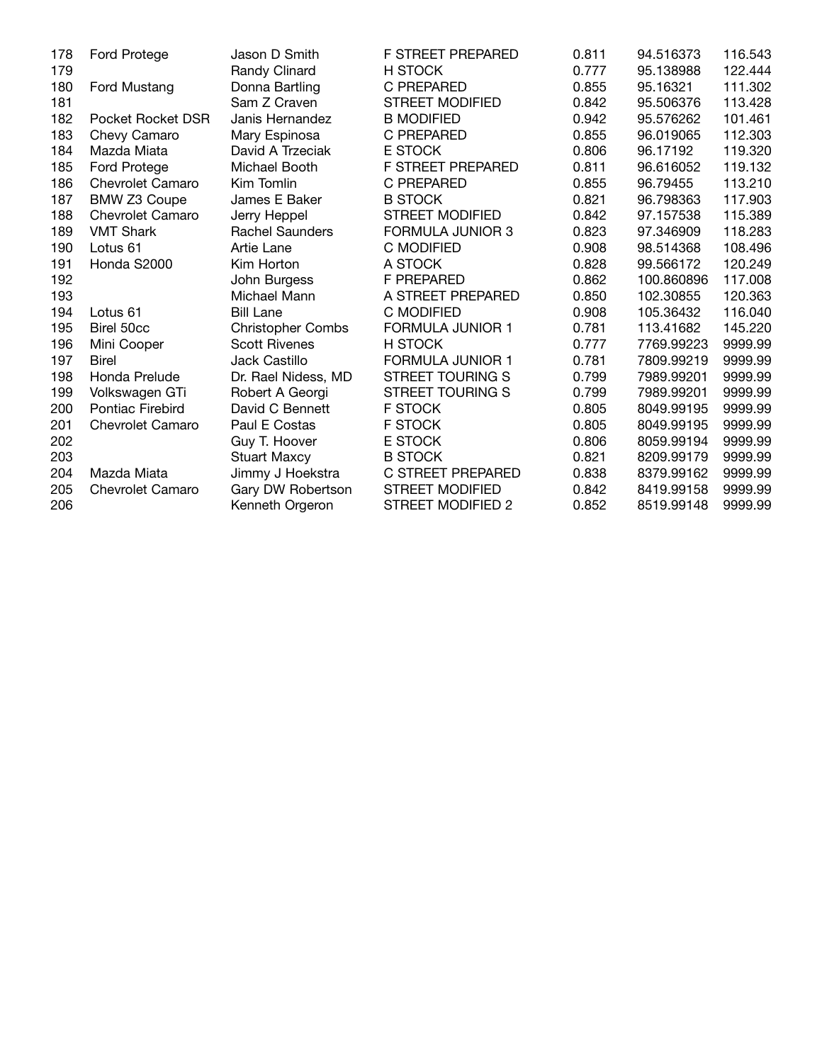| | | | | | | |
|---|---|---|---|---|---|---|
| 178 | Ford Protege | Jason D Smith | F STREET PREPARED | 0.811 | 94.516373 | 116.543 |
| 179 | | Randy Clinard | H STOCK | 0.777 | 95.138988 | 122.444 |
| 180 | Ford Mustang | Donna Bartling | C PREPARED | 0.855 | 95.16321 | 111.302 |
| 181 | | Sam Z Craven | STREET MODIFIED | 0.842 | 95.506376 | 113.428 |
| 182 | Pocket Rocket DSR | Janis Hernandez | B MODIFIED | 0.942 | 95.576262 | 101.461 |
| 183 | Chevy Camaro | Mary Espinosa | C PREPARED | 0.855 | 96.019065 | 112.303 |
| 184 | Mazda Miata | David A Trzeciak | E STOCK | 0.806 | 96.17192 | 119.320 |
| 185 | Ford Protege | Michael Booth | F STREET PREPARED | 0.811 | 96.616052 | 119.132 |
| 186 | Chevrolet Camaro | Kim Tomlin | C PREPARED | 0.855 | 96.79455 | 113.210 |
| 187 | BMW Z3 Coupe | James E Baker | B STOCK | 0.821 | 96.798363 | 117.903 |
| 188 | Chevrolet Camaro | Jerry Heppel | STREET MODIFIED | 0.842 | 97.157538 | 115.389 |
| 189 | VMT Shark | Rachel Saunders | FORMULA JUNIOR 3 | 0.823 | 97.346909 | 118.283 |
| 190 | Lotus 61 | Artie Lane | C MODIFIED | 0.908 | 98.514368 | 108.496 |
| 191 | Honda S2000 | Kim Horton | A STOCK | 0.828 | 99.566172 | 120.249 |
| 192 | | John Burgess | F PREPARED | 0.862 | 100.860896 | 117.008 |
| 193 | | Michael Mann | A STREET PREPARED | 0.850 | 102.30855 | 120.363 |
| 194 | Lotus 61 | Bill Lane | C MODIFIED | 0.908 | 105.36432 | 116.040 |
| 195 | Birel 50cc | Christopher Combs | FORMULA JUNIOR 1 | 0.781 | 113.41682 | 145.220 |
| 196 | Mini Cooper | Scott Rivenes | H STOCK | 0.777 | 7769.99223 | 9999.99 |
| 197 | Birel | Jack Castillo | FORMULA JUNIOR 1 | 0.781 | 7809.99219 | 9999.99 |
| 198 | Honda Prelude | Dr. Rael Nidess, MD | STREET TOURING S | 0.799 | 7989.99201 | 9999.99 |
| 199 | Volkswagen GTi | Robert A Georgi | STREET TOURING S | 0.799 | 7989.99201 | 9999.99 |
| 200 | Pontiac Firebird | David C Bennett | F STOCK | 0.805 | 8049.99195 | 9999.99 |
| 201 | Chevrolet Camaro | Paul E Costas | F STOCK | 0.805 | 8049.99195 | 9999.99 |
| 202 | | Guy T. Hoover | E STOCK | 0.806 | 8059.99194 | 9999.99 |
| 203 | | Stuart Maxcy | B STOCK | 0.821 | 8209.99179 | 9999.99 |
| 204 | Mazda Miata | Jimmy J Hoekstra | C STREET PREPARED | 0.838 | 8379.99162 | 9999.99 |
| 205 | Chevrolet Camaro | Gary DW Robertson | STREET MODIFIED | 0.842 | 8419.99158 | 9999.99 |
| 206 | | Kenneth Orgeron | STREET MODIFIED 2 | 0.852 | 8519.99148 | 9999.99 |